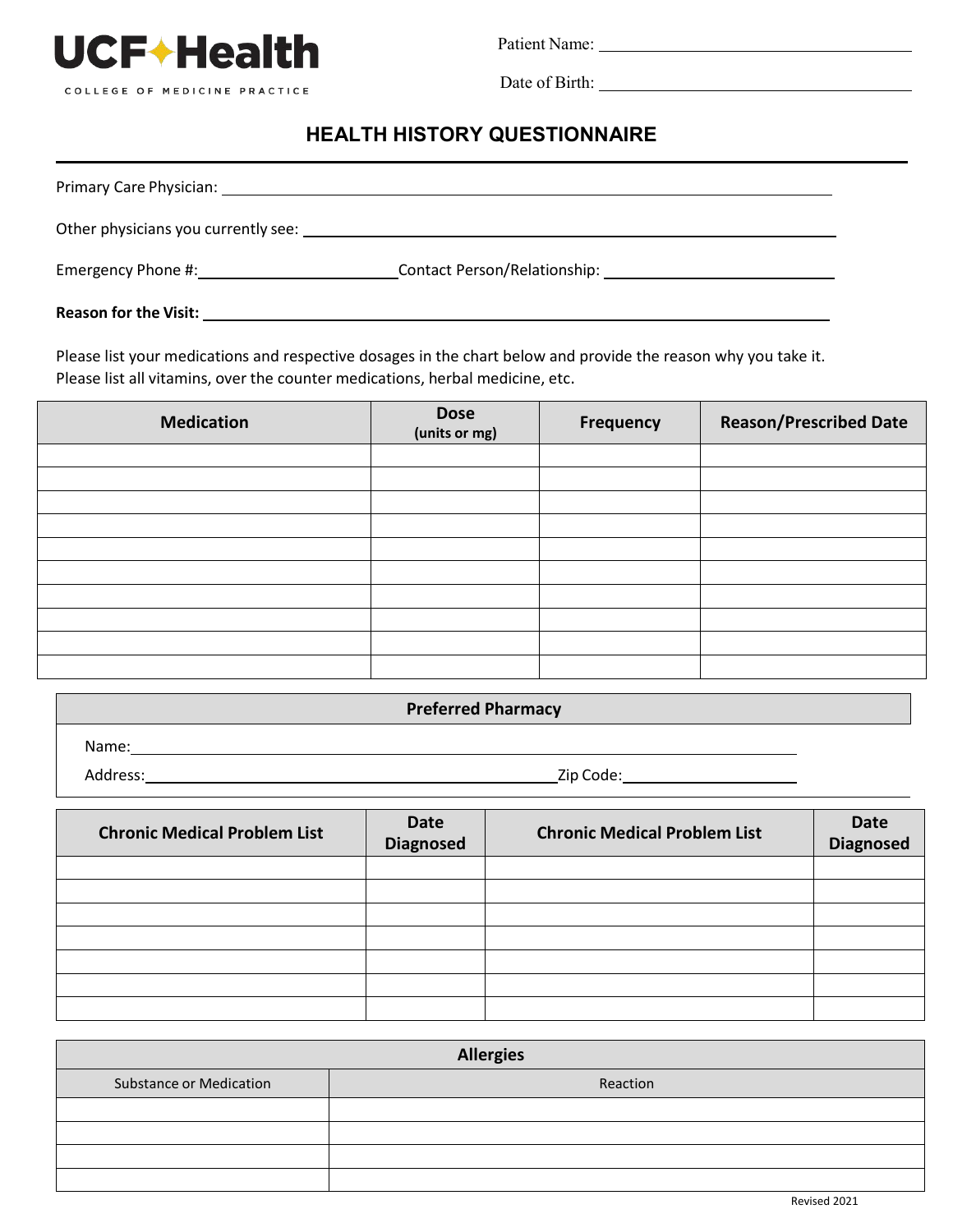**UCF Health**
COLLEGE OF MEDICINE PRACTICE

Patient Name: ________________________________

Date of Birth: ________________________________

# HEALTH HISTORY QUESTIONNAIRE

Primary Care Physician: ________________________________

Other physicians you currently see: ________________________________

Emergency Phone #: ____________________ Contact Person/Relationship: ____________________

**Reason for the Visit:** ________________________________

Please list your medications and respective dosages in the chart below and provide the reason why you take it.
Please list all vitamins, over the counter medications, herbal medicine, etc.

| Medication | Dose (units or mg) | Frequency | Reason/Prescribed Date |
|---|---|---|---|
| | | | |
| | | | |
| | | | |
| | | | |
| | | | |
| | | | |
| | | | |
| | | | |
| | | | |
| | | | |

| Preferred Pharmacy |
|---|
| Name: ________________________________ |
| Address: ____________________ Zip Code: ____________________ |

| Chronic Medical Problem List | Date Diagnosed | Chronic Medical Problem List | Date Diagnosed |
|---|---|---|---|
| | | | |
| | | | |
| | | | |
| | | | |
| | | | |
| | | | |
| | | | |

| Allergies | |
|---|---|
| Substance or Medication | Reaction |
| | |
| | |
| | |
| | |

Revised 2021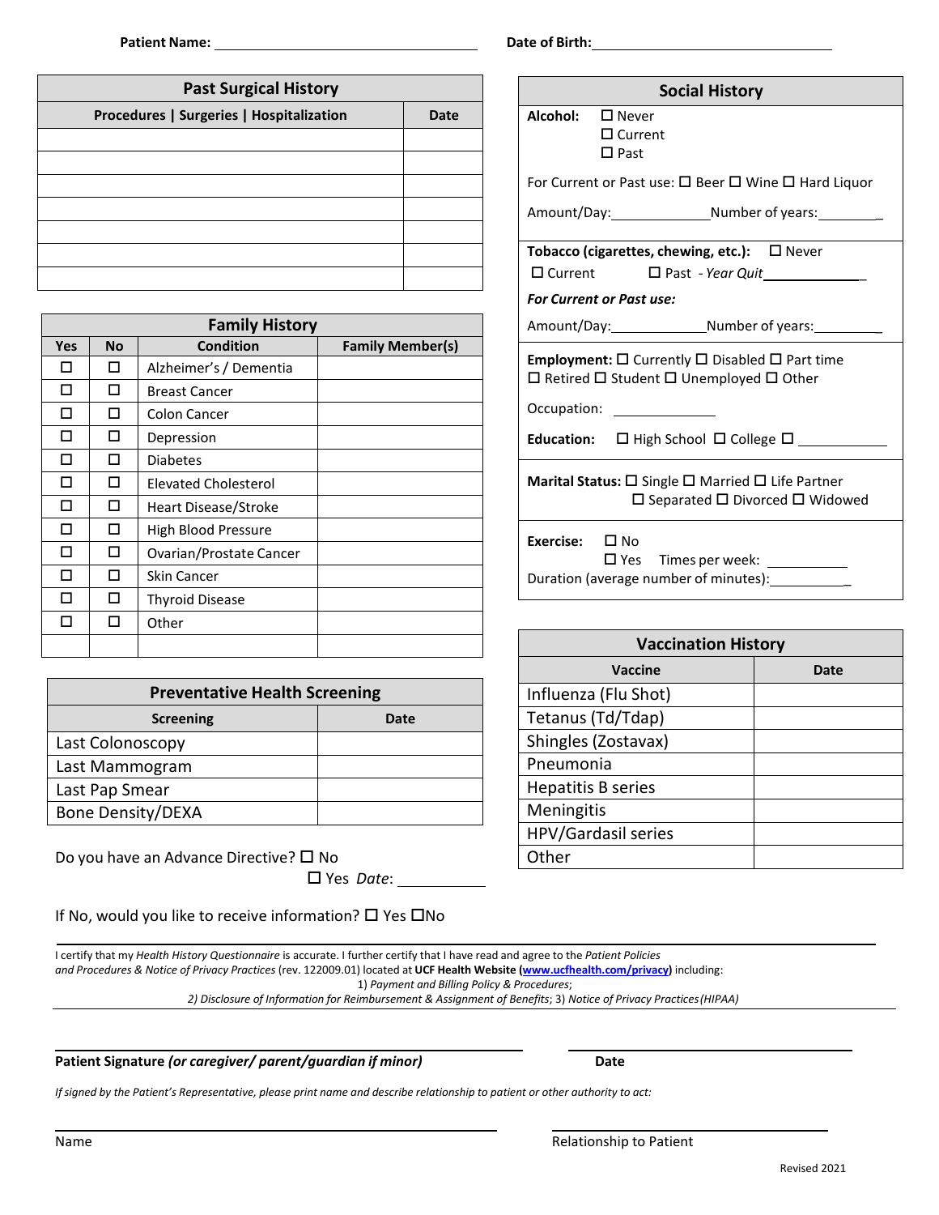**Patient Name:** ______________________________ **Date of Birth:** ______________________________

## Past Surgical History

| Procedures \| Surgeries \| Hospitalization | Date |
|---|---|
| | |
| | |
| | |
| | |
| | |
| | |
| | |

## Family History

| Yes | No | Condition | Family Member(s) |
|---|---|---|---|
| ☐ | ☐ | Alzheimer's / Dementia | |
| ☐ | ☐ | Breast Cancer | |
| ☐ | ☐ | Colon Cancer | |
| ☐ | ☐ | Depression | |
| ☐ | ☐ | Diabetes | |
| ☐ | ☐ | Elevated Cholesterol | |
| ☐ | ☐ | Heart Disease/Stroke | |
| ☐ | ☐ | High Blood Pressure | |
| ☐ | ☐ | Ovarian/Prostate Cancer | |
| ☐ | ☐ | Skin Cancer | |
| ☐ | ☐ | Thyroid Disease | |
| ☐ | ☐ | Other | |
| | | | |

## Preventative Health Screening

| Screening | Date |
|---|---|
| Last Colonoscopy | |
| Last Mammogram | |
| Last Pap Smear | |
| Bone Density/DEXA | |

Do you have an Advance Directive? ☐ No
☐ Yes *Date*: ___________

If No, would you like to receive information? ☐ Yes ☐No

## Social History

**Alcohol:** ☐ Never ☐ Current ☐ Past

For Current or Past use: ☐ Beer ☐ Wine ☐ Hard Liquor

Amount/Day:_____________Number of years:_________

**Tobacco (cigarettes, chewing, etc.):** ☐ Never
☐ Current ☐ Past *- Year Quit*______________

***For Current or Past use:***

Amount/Day:_____________Number of years:_________

**Employment:** ☐ Currently ☐ Disabled ☐ Part time
☐ Retired ☐ Student ☐ Unemployed ☐ Other

Occupation: _____________

**Education:** ☐ High School ☐ College ☐ _____________

**Marital Status:** ☐ Single ☐ Married ☐ Life Partner
☐ Separated ☐ Divorced ☐ Widowed

**Exercise:** ☐ No
☐ Yes Times per week: ___________
Duration (average number of minutes):___________

## Vaccination History

| Vaccine | Date |
|---|---|
| Influenza (Flu Shot) | |
| Tetanus (Td/Tdap) | |
| Shingles (Zostavax) | |
| Pneumonia | |
| Hepatitis B series | |
| Meningitis | |
| HPV/Gardasil series | |
| Other | |

I certify that my *Health History Questionnaire* is accurate. I further certify that I have read and agree to the *Patient Policies and Procedures & Notice of Privacy Practices* (rev. 122009.01) located at **UCF Health Website (www.ucfhealth.com/privacy)** including:
1) *Payment and Billing Policy & Procedures*;
*2) Disclosure of Information for Reimbursement & Assignment of Benefits*; 3) *Notice of Privacy Practices (HIPAA)*

______________________________ ______________________________
**Patient Signature *(or caregiver/ parent/guardian if minor)*** **Date**

*If signed by the Patient's Representative, please print name and describe relationship to patient or other authority to act:*

______________________________ ______________________________
Name Relationship to Patient

Revised 2021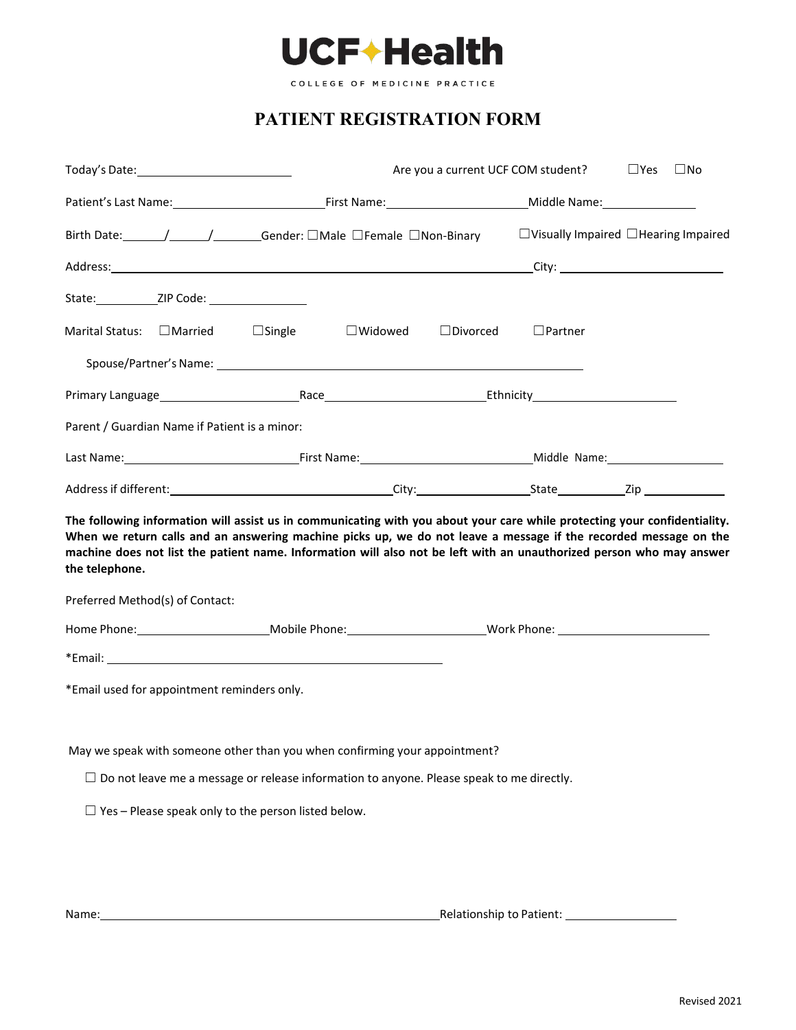**UCF Health**

COLLEGE OF MEDICINE PRACTICE

# PATIENT REGISTRATION FORM

Today's Date:________________________ Are you a current UCF COM student? ☐Yes ☐No

Patient's Last Name:________________________First Name:______________________Middle Name:______________

Birth Date:______/______/_______Gender: ☐Male ☐Female ☐Non-Binary ☐Visually Impaired ☐Hearing Impaired

Address:_______________________________________________________________City: __________________________

State:_________ZIP Code: _______________

Marital Status: ☐Married ☐Single ☐Widowed ☐Divorced ☐Partner

Spouse/Partner's Name: ________________________________________________________________

Primary Language_____________________Race________________________Ethnicity______________________

Parent / Guardian Name if Patient is a minor:

Last Name:___________________________First Name:__________________________Middle Name:__________________

Address if different:_________________________________City:_________________State__________Zip ____________

**The following information will assist us in communicating with you about your care while protecting your confidentiality. When we return calls and an answering machine picks up, we do not leave a message if the recorded message on the machine does not list the patient name. Information will also not be left with an unauthorized person who may answer the telephone.**

Preferred Method(s) of Contact:

Home Phone:____________________Mobile Phone:_____________________Work Phone: _______________________

*Email: _____________________________________________________

*Email used for appointment reminders only.

May we speak with someone other than you when confirming your appointment?

☐ Do not leave me a message or release information to anyone. Please speak to me directly.

☐ Yes – Please speak only to the person listed below.

Name:_____________________________________________________Relationship to Patient: _________________

Revised 2021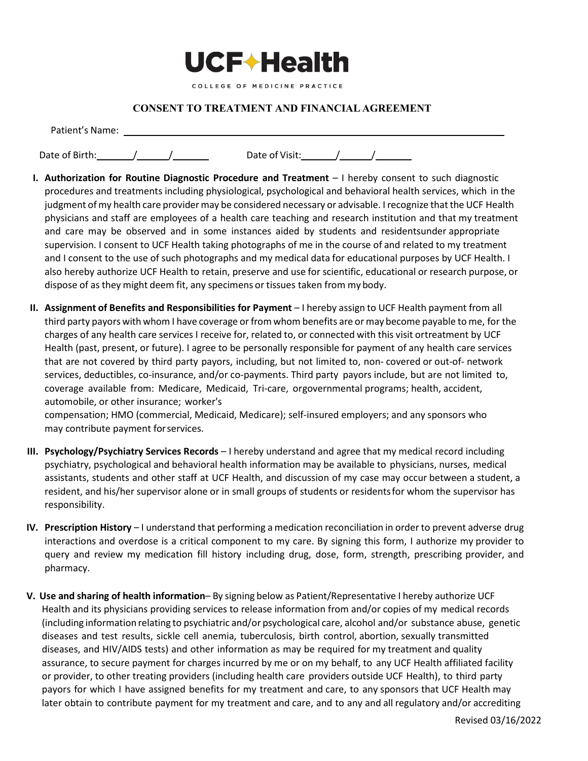UCF Health

COLLEGE OF MEDICINE PRACTICE

## CONSENT TO TREATMENT AND FINANCIAL AGREEMENT

Patient's Name: ______________________________________________

Date of Birth: ______/______/______ Date of Visit: ______/______/______

**I. Authorization for Routine Diagnostic Procedure and Treatment** – I hereby consent to such diagnostic procedures and treatments including physiological, psychological and behavioral health services, which in the judgment of my health care provider may be considered necessary or advisable. I recognize that the UCF Health physicians and staff are employees of a health care teaching and research institution and that my treatment and care may be observed and in some instances aided by students and residentsunder appropriate supervision. I consent to UCF Health taking photographs of me in the course of and related to my treatment and I consent to the use of such photographs and my medical data for educational purposes by UCF Health. I also hereby authorize UCF Health to retain, preserve and use for scientific, educational or research purpose, or dispose of as they might deem fit, any specimens or tissues taken from my body.

**II. Assignment of Benefits and Responsibilities for Payment** – I hereby assign to UCF Health payment from all third party payors with whom I have coverage or from whom benefits are or may become payable to me, for the charges of any health care services I receive for, related to, or connected with this visit ortreatment by UCF Health (past, present, or future). I agree to be personally responsible for payment of any health care services that are not covered by third party payors, including, but not limited to, non- covered or out-of- network services, deductibles, co-insurance, and/or co-payments. Third party payors include, but are not limited to, coverage available from: Medicare, Medicaid, Tri-care, orgovernmental programs; health, accident, automobile, or other insurance; worker's compensation; HMO (commercial, Medicaid, Medicare); self-insured employers; and any sponsors who may contribute payment forservices.

**III. Psychology/Psychiatry Services Records** – I hereby understand and agree that my medical record including psychiatry, psychological and behavioral health information may be available to physicians, nurses, medical assistants, students and other staff at UCF Health, and discussion of my case may occur between a student, a resident, and his/her supervisor alone or in small groups of students or residentsfor whom the supervisor has responsibility.

**IV. Prescription History** – I understand that performing a medication reconciliation in order to prevent adverse drug interactions and overdose is a critical component to my care. By signing this form, I authorize my provider to query and review my medication fill history including drug, dose, form, strength, prescribing provider, and pharmacy.

**V. Use and sharing of health information**– By signing below as Patient/Representative I hereby authorize UCF Health and its physicians providing services to release information from and/or copies of my medical records (including information relating to psychiatric and/or psychological care, alcohol and/or substance abuse, genetic diseases and test results, sickle cell anemia, tuberculosis, birth control, abortion, sexually transmitted diseases, and HIV/AIDS tests) and other information as may be required for my treatment and quality assurance, to secure payment for charges incurred by me or on my behalf, to any UCF Health affiliated facility or provider, to other treating providers (including health care providers outside UCF Health), to third party payors for which I have assigned benefits for my treatment and care, to any sponsors that UCF Health may later obtain to contribute payment for my treatment and care, and to any and all regulatory and/or accrediting

Revised 03/16/2022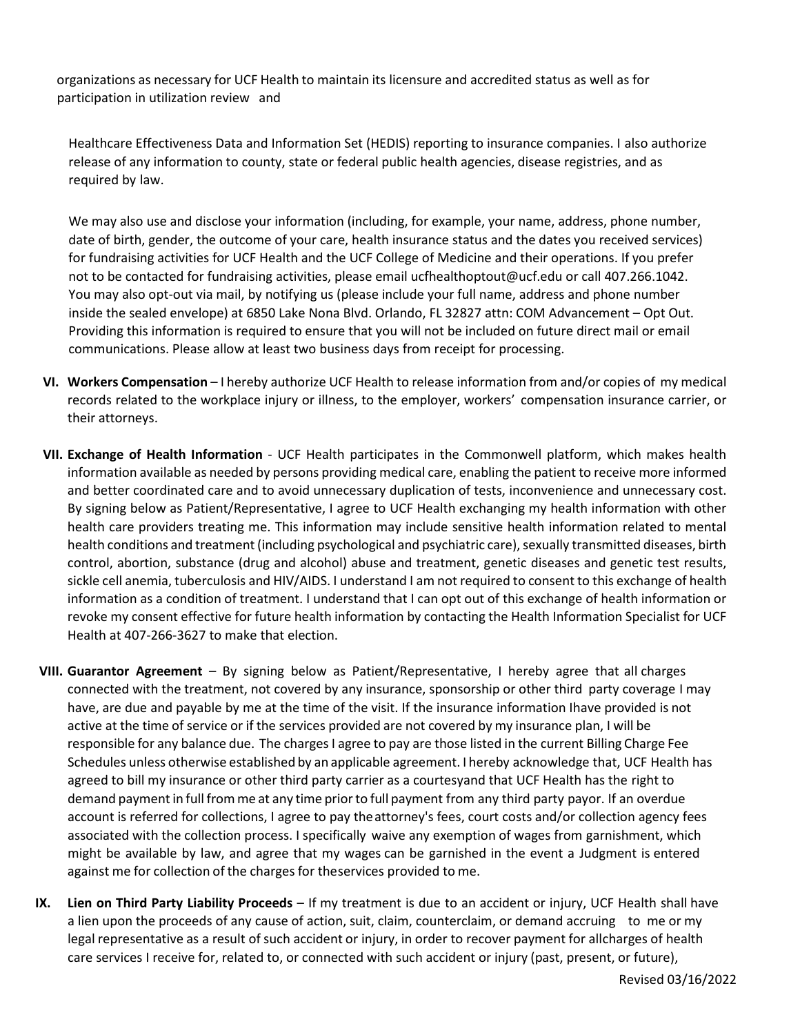organizations as necessary for UCF Health to maintain its licensure and accredited status as well as for participation in utilization review and

Healthcare Effectiveness Data and Information Set (HEDIS) reporting to insurance companies. I also authorize release of any information to county, state or federal public health agencies, disease registries, and as required by law.

We may also use and disclose your information (including, for example, your name, address, phone number, date of birth, gender, the outcome of your care, health insurance status and the dates you received services) for fundraising activities for UCF Health and the UCF College of Medicine and their operations. If you prefer not to be contacted for fundraising activities, please email ucfhealthoptout@ucf.edu or call 407.266.1042. You may also opt-out via mail, by notifying us (please include your full name, address and phone number inside the sealed envelope) at 6850 Lake Nona Blvd. Orlando, FL 32827 attn: COM Advancement – Opt Out. Providing this information is required to ensure that you will not be included on future direct mail or email communications. Please allow at least two business days from receipt for processing.

**VI. Workers Compensation** – I hereby authorize UCF Health to release information from and/or copies of my medical records related to the workplace injury or illness, to the employer, workers' compensation insurance carrier, or their attorneys.

**VII. Exchange of Health Information** - UCF Health participates in the Commonwell platform, which makes health information available as needed by persons providing medical care, enabling the patient to receive more informed and better coordinated care and to avoid unnecessary duplication of tests, inconvenience and unnecessary cost. By signing below as Patient/Representative, I agree to UCF Health exchanging my health information with other health care providers treating me. This information may include sensitive health information related to mental health conditions and treatment (including psychological and psychiatric care), sexually transmitted diseases, birth control, abortion, substance (drug and alcohol) abuse and treatment, genetic diseases and genetic test results, sickle cell anemia, tuberculosis and HIV/AIDS. I understand I am not required to consent to this exchange of health information as a condition of treatment. I understand that I can opt out of this exchange of health information or revoke my consent effective for future health information by contacting the Health Information Specialist for UCF Health at 407-266-3627 to make that election.

**VIII. Guarantor Agreement** – By signing below as Patient/Representative, I hereby agree that all charges connected with the treatment, not covered by any insurance, sponsorship or other third party coverage I may have, are due and payable by me at the time of the visit. If the insurance information Ihave provided is not active at the time of service or if the services provided are not covered by my insurance plan, I will be responsible for any balance due. The charges I agree to pay are those listed in the current Billing Charge Fee Schedules unless otherwise established by an applicable agreement. I hereby acknowledge that, UCF Health has agreed to bill my insurance or other third party carrier as a courtesyand that UCF Health has the right to demand payment in full from me at any time prior to full payment from any third party payor. If an overdue account is referred for collections, I agree to pay theattorney's fees, court costs and/or collection agency fees associated with the collection process. I specifically waive any exemption of wages from garnishment, which might be available by law, and agree that my wages can be garnished in the event a Judgment is entered against me for collection of the charges for theservices provided to me.

**IX. Lien on Third Party Liability Proceeds** – If my treatment is due to an accident or injury, UCF Health shall have a lien upon the proceeds of any cause of action, suit, claim, counterclaim, or demand accruing to me or my legal representative as a result of such accident or injury, in order to recover payment for allcharges of health care services I receive for, related to, or connected with such accident or injury (past, present, or future),

Revised 03/16/2022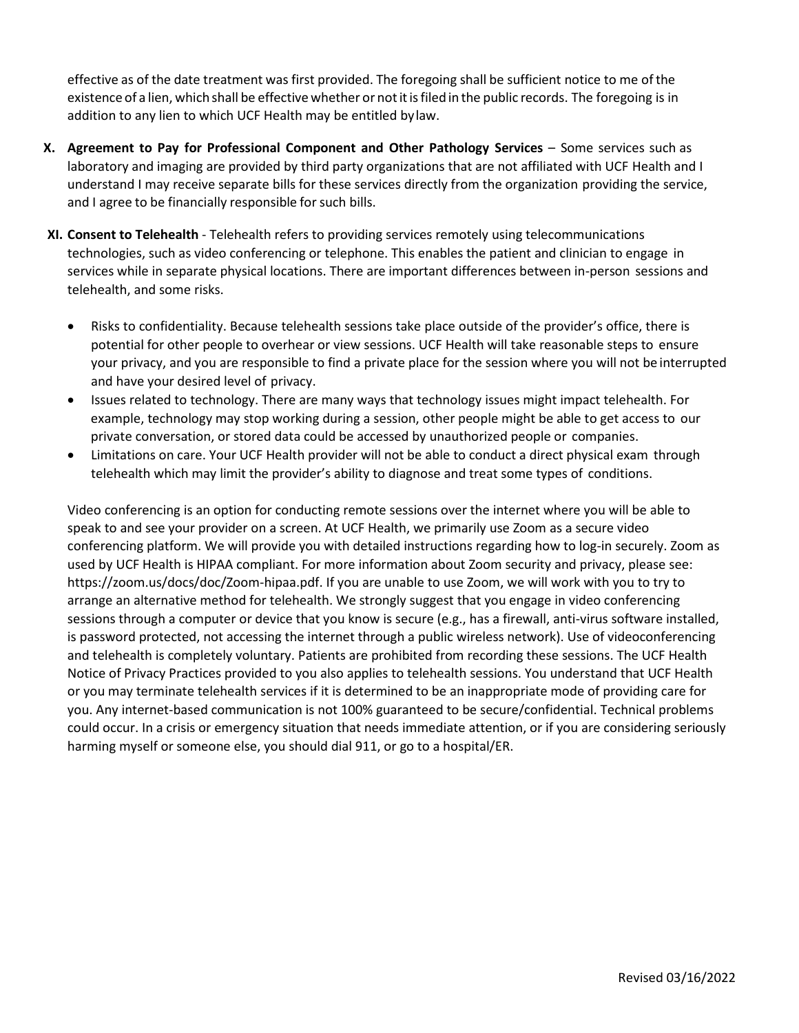effective as of the date treatment was first provided. The foregoing shall be sufficient notice to me of the existence of a lien, which shall be effective whether or not it is filed in the public records. The foregoing is in addition to any lien to which UCF Health may be entitled by law.

X. **Agreement to Pay for Professional Component and Other Pathology Services** – Some services such as laboratory and imaging are provided by third party organizations that are not affiliated with UCF Health and I understand I may receive separate bills for these services directly from the organization providing the service, and I agree to be financially responsible for such bills.

XI. **Consent to Telehealth** - Telehealth refers to providing services remotely using telecommunications technologies, such as video conferencing or telephone. This enables the patient and clinician to engage in services while in separate physical locations. There are important differences between in-person sessions and telehealth, and some risks.

- Risks to confidentiality. Because telehealth sessions take place outside of the provider's office, there is potential for other people to overhear or view sessions. UCF Health will take reasonable steps to ensure your privacy, and you are responsible to find a private place for the session where you will not be interrupted and have your desired level of privacy.
- Issues related to technology. There are many ways that technology issues might impact telehealth. For example, technology may stop working during a session, other people might be able to get access to our private conversation, or stored data could be accessed by unauthorized people or companies.
- Limitations on care. Your UCF Health provider will not be able to conduct a direct physical exam through telehealth which may limit the provider's ability to diagnose and treat some types of conditions.

Video conferencing is an option for conducting remote sessions over the internet where you will be able to speak to and see your provider on a screen. At UCF Health, we primarily use Zoom as a secure video conferencing platform. We will provide you with detailed instructions regarding how to log-in securely. Zoom as used by UCF Health is HIPAA compliant. For more information about Zoom security and privacy, please see: https://zoom.us/docs/doc/Zoom-hipaa.pdf. If you are unable to use Zoom, we will work with you to try to arrange an alternative method for telehealth. We strongly suggest that you engage in video conferencing sessions through a computer or device that you know is secure (e.g., has a firewall, anti-virus software installed, is password protected, not accessing the internet through a public wireless network). Use of videoconferencing and telehealth is completely voluntary. Patients are prohibited from recording these sessions. The UCF Health Notice of Privacy Practices provided to you also applies to telehealth sessions. You understand that UCF Health or you may terminate telehealth services if it is determined to be an inappropriate mode of providing care for you. Any internet-based communication is not 100% guaranteed to be secure/confidential. Technical problems could occur. In a crisis or emergency situation that needs immediate attention, or if you are considering seriously harming myself or someone else, you should dial 911, or go to a hospital/ER.

Revised 03/16/2022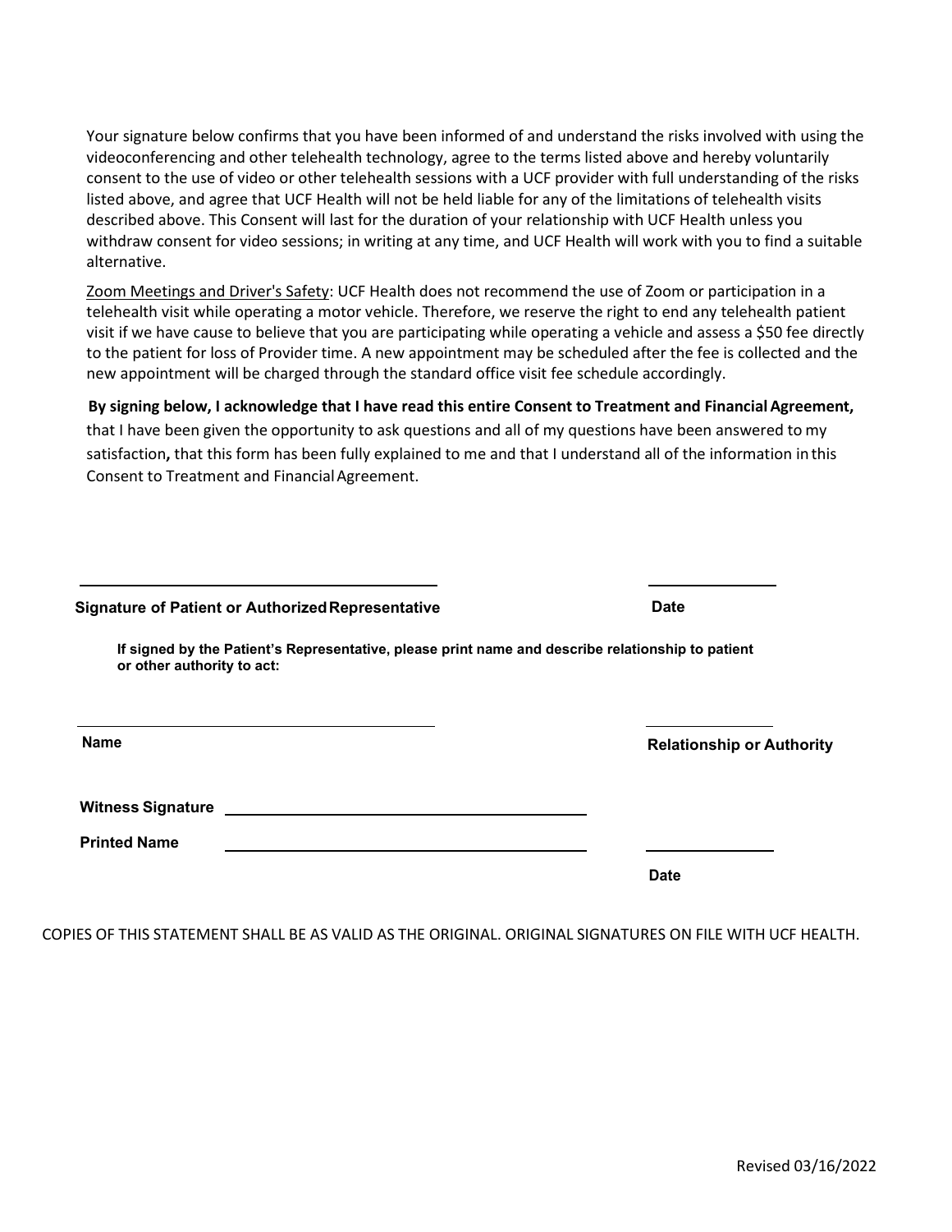Your signature below confirms that you have been informed of and understand the risks involved with using the videoconferencing and other telehealth technology, agree to the terms listed above and hereby voluntarily consent to the use of video or other telehealth sessions with a UCF provider with full understanding of the risks listed above, and agree that UCF Health will not be held liable for any of the limitations of telehealth visits described above. This Consent will last for the duration of your relationship with UCF Health unless you withdraw consent for video sessions; in writing at any time, and UCF Health will work with you to find a suitable alternative.

<u>Zoom Meetings and Driver's Safety</u>: UCF Health does not recommend the use of Zoom or participation in a telehealth visit while operating a motor vehicle. Therefore, we reserve the right to end any telehealth patient visit if we have cause to believe that you are participating while operating a vehicle and assess a $50 fee directly to the patient for loss of Provider time. A new appointment may be scheduled after the fee is collected and the new appointment will be charged through the standard office visit fee schedule accordingly.

**By signing below, I acknowledge that I have read this entire Consent to Treatment and Financial Agreement,** that I have been given the opportunity to ask questions and all of my questions have been answered to my satisfaction**,** that this form has been fully explained to me and that I understand all of the information in this Consent to Treatment and Financial Agreement.

\_\_\_\_\_\_\_\_\_\_\_\_\_\_\_\_\_\_\_\_\_\_\_\_\_\_\_\_\_\_\_\_\_\_\_\_\_\_\_\_ \_\_\_\_\_\_\_\_\_\_\_\_\_\_\_

**Signature of Patient or Authorized Representative** **Date**

**If signed by the Patient's Representative, please print name and describe relationship to patient or other authority to act:**

\_\_\_\_\_\_\_\_\_\_\_\_\_\_\_\_\_\_\_\_\_\_\_\_\_\_\_\_\_\_\_\_\_\_\_\_\_\_\_\_ \_\_\_\_\_\_\_\_\_\_\_\_\_\_\_

**Name** **Relationship or Authority**

**Witness Signature** \_\_\_\_\_\_\_\_\_\_\_\_\_\_\_\_\_\_\_\_\_\_\_\_\_\_\_\_\_\_\_\_\_\_\_\_\_\_\_\_

**Printed Name** \_\_\_\_\_\_\_\_\_\_\_\_\_\_\_\_\_\_\_\_\_\_\_\_\_\_\_\_\_\_\_\_\_\_\_\_\_\_\_\_ \_\_\_\_\_\_\_\_\_\_\_\_\_\_\_

**Date**

COPIES OF THIS STATEMENT SHALL BE AS VALID AS THE ORIGINAL. ORIGINAL SIGNATURES ON FILE WITH UCF HEALTH.

Revised 03/16/2022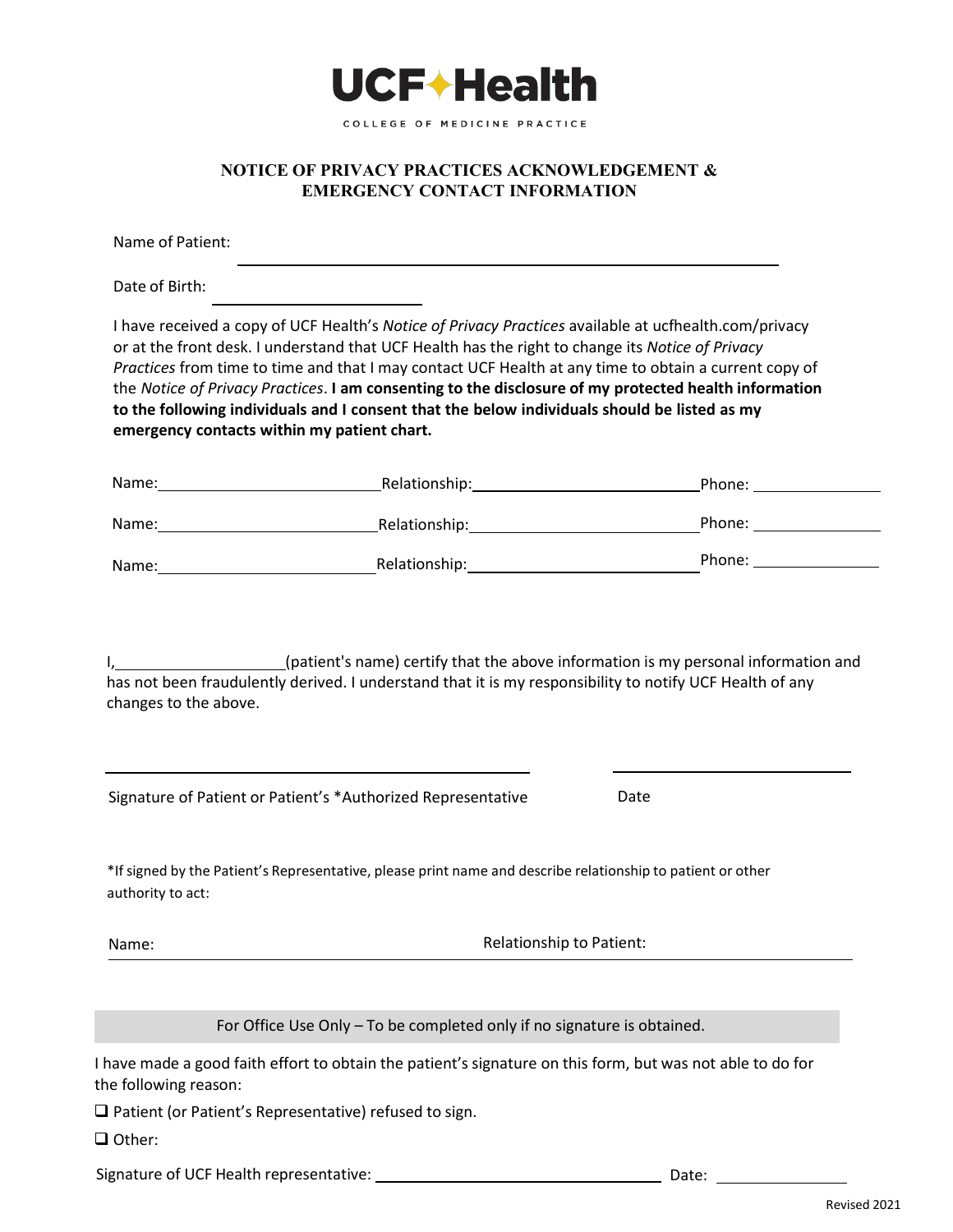UCF Health

COLLEGE OF MEDICINE PRACTICE

# NOTICE OF PRIVACY PRACTICES ACKNOWLEDGEMENT & EMERGENCY CONTACT INFORMATION

Name of Patient: ______________________________

Date of Birth: ______________

I have received a copy of UCF Health's *Notice of Privacy Practices* available at ucfhealth.com/privacy or at the front desk. I understand that UCF Health has the right to change its *Notice of Privacy Practices* from time to time and that I may contact UCF Health at any time to obtain a current copy of the *Notice of Privacy Practices*. **I am consenting to the disclosure of my protected health information to the following individuals and I consent that the below individuals should be listed as my emergency contacts within my patient chart.**

Name: ______________ Relationship: ______________ Phone: __________

Name: ______________ Relationship: ______________ Phone: __________

Name: ______________ Relationship: ______________ Phone: __________

I, ______________(patient's name) certify that the above information is my personal information and has not been fraudulently derived. I understand that it is my responsibility to notify UCF Health of any changes to the above.

______________________________ ______________

Signature of Patient or Patient's *Authorized Representative Date

*If signed by the Patient's Representative, please print name and describe relationship to patient or other authority to act:

Name: ______________ Relationship to Patient: ______________

For Office Use Only – To be completed only if no signature is obtained.

I have made a good faith effort to obtain the patient's signature on this form, but was not able to do for the following reason:

- ❑ Patient (or Patient's Representative) refused to sign.
- ❑ Other:

Signature of UCF Health representative: ______________________ Date: __________

Revised 2021